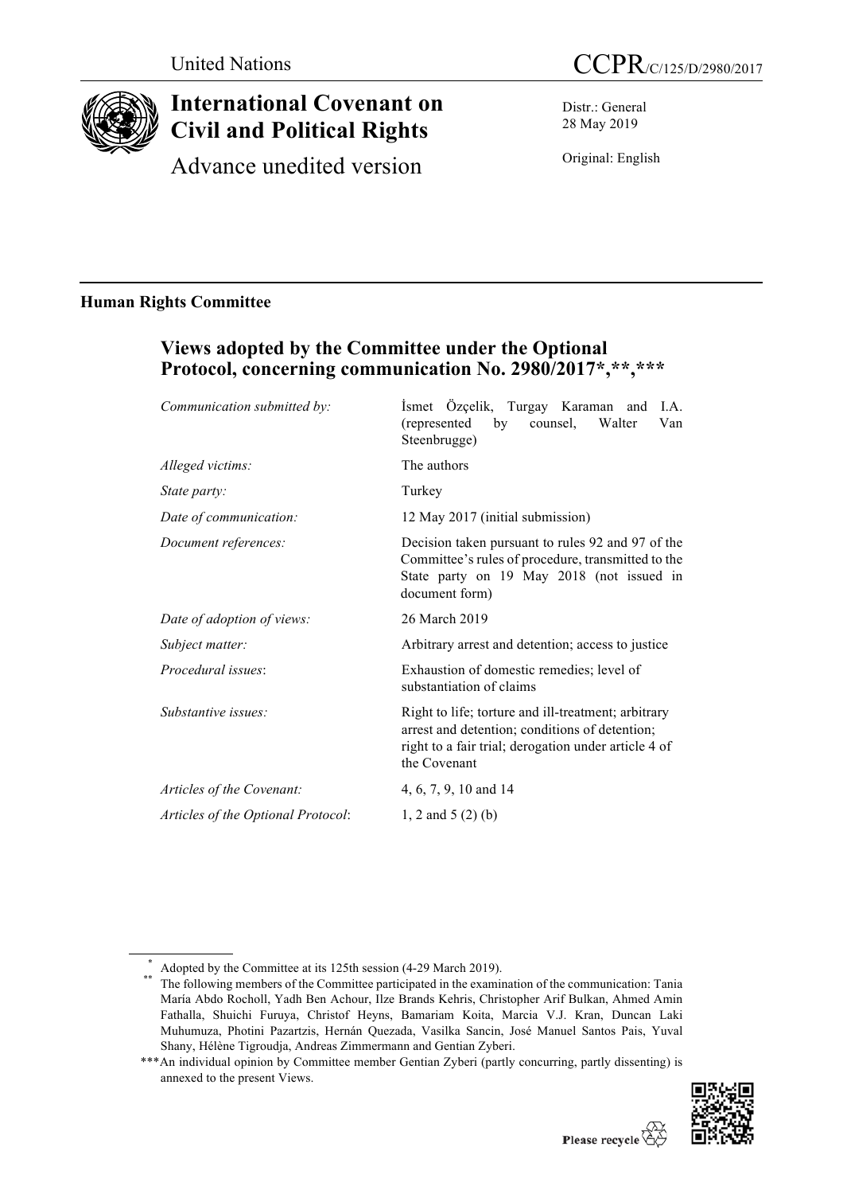United Nations

CCPR/C/125/D/2980/2017

# International Covenant on Civil and Political Rights

Advance unedited version

Distr.: General
28 May 2019

Original: English

## Human Rights Committee

### Views adopted by the Committee under the Optional Protocol, concerning communication No. 2980/2017*,**,***

| | |
|---|---|
| *Communication submitted by:* | İsmet Özçelik, Turgay Karaman and I.A. (represented by counsel, Walter Van Steenbrugge) |
| *Alleged victims:* | The authors |
| *State party:* | Turkey |
| *Date of communication:* | 12 May 2017 (initial submission) |
| *Document references:* | Decision taken pursuant to rules 92 and 97 of the Committee's rules of procedure, transmitted to the State party on 19 May 2018 (not issued in document form) |
| *Date of adoption of views:* | 26 March 2019 |
| *Subject matter:* | Arbitrary arrest and detention; access to justice |
| *Procedural issues*: | Exhaustion of domestic remedies; level of substantiation of claims |
| *Substantive issues:* | Right to life; torture and ill-treatment; arbitrary arrest and detention; conditions of detention; right to a fair trial; derogation under article 4 of the Covenant |
| *Articles of the Covenant:* | 4, 6, 7, 9, 10 and 14 |
| *Articles of the Optional Protocol*: | 1, 2 and 5 (2) (b) |

\* Adopted by the Committee at its 125th session (4-29 March 2019).

\*\* The following members of the Committee participated in the examination of the communication: Tania María Abdo Rocholl, Yadh Ben Achour, Ilze Brands Kehris, Christopher Arif Bulkan, Ahmed Amin Fathalla, Shuichi Furuya, Christof Heyns, Bamariam Koita, Marcia V.J. Kran, Duncan Laki Muhumuza, Photini Pazartzis, Hernán Quezada, Vasilka Sancin, José Manuel Santos Pais, Yuval Shany, Hélène Tigroudja, Andreas Zimmermann and Gentian Zyberi.

\*\*\* An individual opinion by Committee member Gentian Zyberi (partly concurring, partly dissenting) is annexed to the present Views.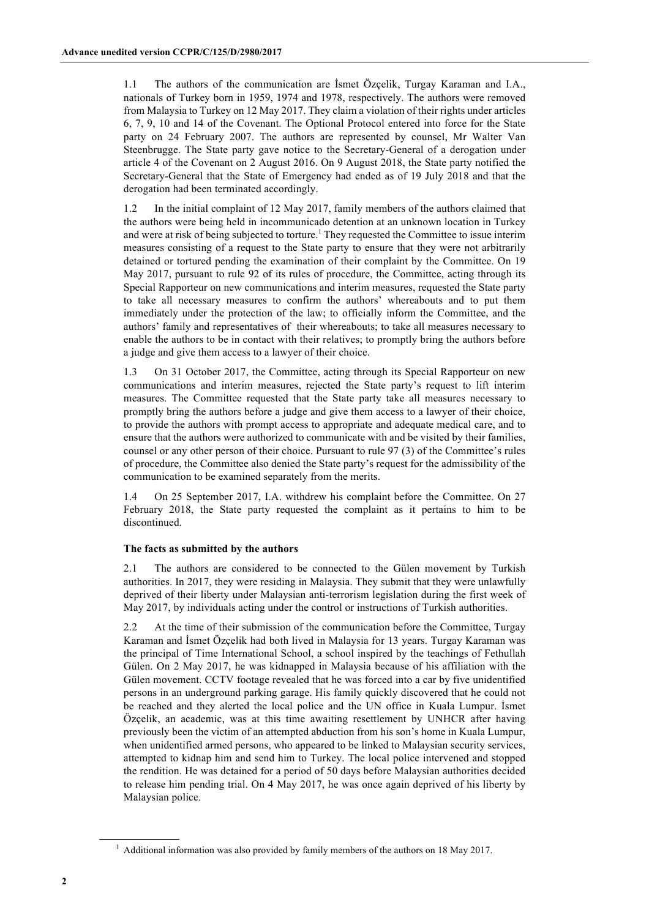1.1 The authors of the communication are İsmet Özçelik, Turgay Karaman and I.A., nationals of Turkey born in 1959, 1974 and 1978, respectively. The authors were removed from Malaysia to Turkey on 12 May 2017. They claim a violation of their rights under articles 6, 7, 9, 10 and 14 of the Covenant. The Optional Protocol entered into force for the State party on 24 February 2007. The authors are represented by counsel, Mr Walter Van Steenbrugge. The State party gave notice to the Secretary-General of a derogation under article 4 of the Covenant on 2 August 2016. On 9 August 2018, the State party notified the Secretary-General that the State of Emergency had ended as of 19 July 2018 and that the derogation had been terminated accordingly.

1.2 In the initial complaint of 12 May 2017, family members of the authors claimed that the authors were being held in incommunicado detention at an unknown location in Turkey and were at risk of being subjected to torture.[1] They requested the Committee to issue interim measures consisting of a request to the State party to ensure that they were not arbitrarily detained or tortured pending the examination of their complaint by the Committee. On 19 May 2017, pursuant to rule 92 of its rules of procedure, the Committee, acting through its Special Rapporteur on new communications and interim measures, requested the State party to take all necessary measures to confirm the authors' whereabouts and to put them immediately under the protection of the law; to officially inform the Committee, and the authors' family and representatives of their whereabouts; to take all measures necessary to enable the authors to be in contact with their relatives; to promptly bring the authors before a judge and give them access to a lawyer of their choice.

1.3 On 31 October 2017, the Committee, acting through its Special Rapporteur on new communications and interim measures, rejected the State party's request to lift interim measures. The Committee requested that the State party take all measures necessary to promptly bring the authors before a judge and give them access to a lawyer of their choice, to provide the authors with prompt access to appropriate and adequate medical care, and to ensure that the authors were authorized to communicate with and be visited by their families, counsel or any other person of their choice. Pursuant to rule 97 (3) of the Committee's rules of procedure, the Committee also denied the State party's request for the admissibility of the communication to be examined separately from the merits.

1.4 On 25 September 2017, I.A. withdrew his complaint before the Committee. On 27 February 2018, the State party requested the complaint as it pertains to him to be discontinued.

### The facts as submitted by the authors

2.1 The authors are considered to be connected to the Gülen movement by Turkish authorities. In 2017, they were residing in Malaysia. They submit that they were unlawfully deprived of their liberty under Malaysian anti-terrorism legislation during the first week of May 2017, by individuals acting under the control or instructions of Turkish authorities.

2.2 At the time of their submission of the communication before the Committee, Turgay Karaman and İsmet Özçelik had both lived in Malaysia for 13 years. Turgay Karaman was the principal of Time International School, a school inspired by the teachings of Fethullah Gülen. On 2 May 2017, he was kidnapped in Malaysia because of his affiliation with the Gülen movement. CCTV footage revealed that he was forced into a car by five unidentified persons in an underground parking garage. His family quickly discovered that he could not be reached and they alerted the local police and the UN office in Kuala Lumpur. İsmet Özçelik, an academic, was at this time awaiting resettlement by UNHCR after having previously been the victim of an attempted abduction from his son's home in Kuala Lumpur, when unidentified armed persons, who appeared to be linked to Malaysian security services, attempted to kidnap him and send him to Turkey. The local police intervened and stopped the rendition. He was detained for a period of 50 days before Malaysian authorities decided to release him pending trial. On 4 May 2017, he was once again deprived of his liberty by Malaysian police.

[1] Additional information was also provided by family members of the authors on 18 May 2017.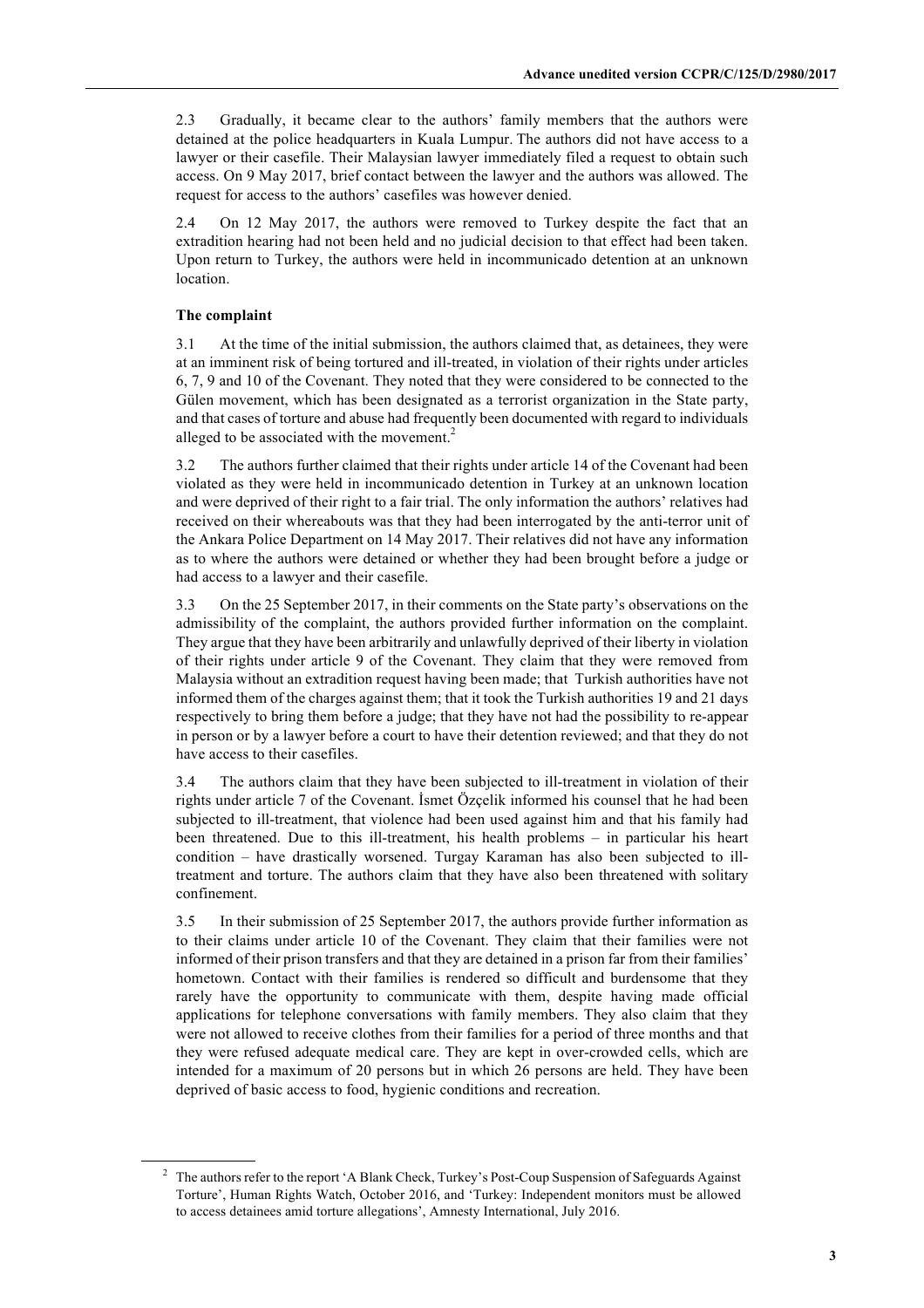2.3 Gradually, it became clear to the authors' family members that the authors were detained at the police headquarters in Kuala Lumpur. The authors did not have access to a lawyer or their casefile. Their Malaysian lawyer immediately filed a request to obtain such access. On 9 May 2017, brief contact between the lawyer and the authors was allowed. The request for access to the authors' casefiles was however denied.

2.4 On 12 May 2017, the authors were removed to Turkey despite the fact that an extradition hearing had not been held and no judicial decision to that effect had been taken. Upon return to Turkey, the authors were held in incommunicado detention at an unknown location.

### The complaint

3.1 At the time of the initial submission, the authors claimed that, as detainees, they were at an imminent risk of being tortured and ill-treated, in violation of their rights under articles 6, 7, 9 and 10 of the Covenant. They noted that they were considered to be connected to the Gülen movement, which has been designated as a terrorist organization in the State party, and that cases of torture and abuse had frequently been documented with regard to individuals alleged to be associated with the movement.[2]

3.2 The authors further claimed that their rights under article 14 of the Covenant had been violated as they were held in incommunicado detention in Turkey at an unknown location and were deprived of their right to a fair trial. The only information the authors' relatives had received on their whereabouts was that they had been interrogated by the anti-terror unit of the Ankara Police Department on 14 May 2017. Their relatives did not have any information as to where the authors were detained or whether they had been brought before a judge or had access to a lawyer and their casefile.

3.3 On the 25 September 2017, in their comments on the State party's observations on the admissibility of the complaint, the authors provided further information on the complaint. They argue that they have been arbitrarily and unlawfully deprived of their liberty in violation of their rights under article 9 of the Covenant. They claim that they were removed from Malaysia without an extradition request having been made; that Turkish authorities have not informed them of the charges against them; that it took the Turkish authorities 19 and 21 days respectively to bring them before a judge; that they have not had the possibility to re-appear in person or by a lawyer before a court to have their detention reviewed; and that they do not have access to their casefiles.

3.4 The authors claim that they have been subjected to ill-treatment in violation of their rights under article 7 of the Covenant. İsmet Özçelik informed his counsel that he had been subjected to ill-treatment, that violence had been used against him and that his family had been threatened. Due to this ill-treatment, his health problems – in particular his heart condition – have drastically worsened. Turgay Karaman has also been subjected to ill-treatment and torture. The authors claim that they have also been threatened with solitary confinement.

3.5 In their submission of 25 September 2017, the authors provide further information as to their claims under article 10 of the Covenant. They claim that their families were not informed of their prison transfers and that they are detained in a prison far from their families' hometown. Contact with their families is rendered so difficult and burdensome that they rarely have the opportunity to communicate with them, despite having made official applications for telephone conversations with family members. They also claim that they were not allowed to receive clothes from their families for a period of three months and that they were refused adequate medical care. They are kept in over-crowded cells, which are intended for a maximum of 20 persons but in which 26 persons are held. They have been deprived of basic access to food, hygienic conditions and recreation.

---

[2] The authors refer to the report 'A Blank Check, Turkey's Post-Coup Suspension of Safeguards Against Torture', Human Rights Watch, October 2016, and 'Turkey: Independent monitors must be allowed to access detainees amid torture allegations', Amnesty International, July 2016.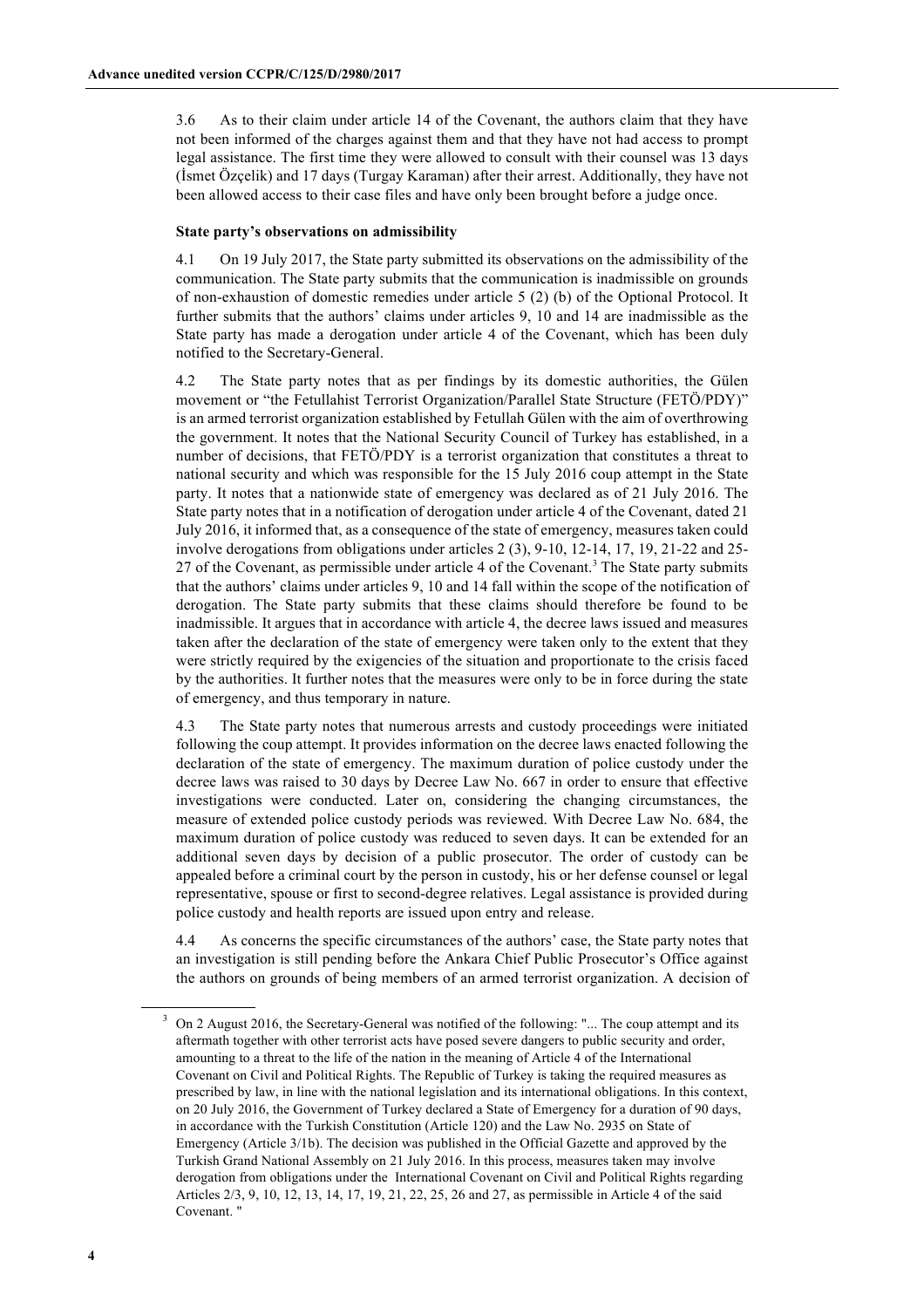3.6 As to their claim under article 14 of the Covenant, the authors claim that they have not been informed of the charges against them and that they have not had access to prompt legal assistance. The first time they were allowed to consult with their counsel was 13 days (İsmet Özçelik) and 17 days (Turgay Karaman) after their arrest. Additionally, they have not been allowed access to their case files and have only been brought before a judge once.

### State party's observations on admissibility

4.1 On 19 July 2017, the State party submitted its observations on the admissibility of the communication. The State party submits that the communication is inadmissible on grounds of non-exhaustion of domestic remedies under article 5 (2) (b) of the Optional Protocol. It further submits that the authors' claims under articles 9, 10 and 14 are inadmissible as the State party has made a derogation under article 4 of the Covenant, which has been duly notified to the Secretary-General.

4.2 The State party notes that as per findings by its domestic authorities, the Gülen movement or "the Fetullahist Terrorist Organization/Parallel State Structure (FETÖ/PDY)" is an armed terrorist organization established by Fetullah Gülen with the aim of overthrowing the government. It notes that the National Security Council of Turkey has established, in a number of decisions, that FETÖ/PDY is a terrorist organization that constitutes a threat to national security and which was responsible for the 15 July 2016 coup attempt in the State party. It notes that a nationwide state of emergency was declared as of 21 July 2016. The State party notes that in a notification of derogation under article 4 of the Covenant, dated 21 July 2016, it informed that, as a consequence of the state of emergency, measures taken could involve derogations from obligations under articles 2 (3), 9-10, 12-14, 17, 19, 21-22 and 25-27 of the Covenant, as permissible under article 4 of the Covenant.[3] The State party submits that the authors' claims under articles 9, 10 and 14 fall within the scope of the notification of derogation. The State party submits that these claims should therefore be found to be inadmissible. It argues that in accordance with article 4, the decree laws issued and measures taken after the declaration of the state of emergency were taken only to the extent that they were strictly required by the exigencies of the situation and proportionate to the crisis faced by the authorities. It further notes that the measures were only to be in force during the state of emergency, and thus temporary in nature.

4.3 The State party notes that numerous arrests and custody proceedings were initiated following the coup attempt. It provides information on the decree laws enacted following the declaration of the state of emergency. The maximum duration of police custody under the decree laws was raised to 30 days by Decree Law No. 667 in order to ensure that effective investigations were conducted. Later on, considering the changing circumstances, the measure of extended police custody periods was reviewed. With Decree Law No. 684, the maximum duration of police custody was reduced to seven days. It can be extended for an additional seven days by decision of a public prosecutor. The order of custody can be appealed before a criminal court by the person in custody, his or her defense counsel or legal representative, spouse or first to second-degree relatives. Legal assistance is provided during police custody and health reports are issued upon entry and release.

4.4 As concerns the specific circumstances of the authors' case, the State party notes that an investigation is still pending before the Ankara Chief Public Prosecutor's Office against the authors on grounds of being members of an armed terrorist organization. A decision of

---

[3] On 2 August 2016, the Secretary-General was notified of the following: "... The coup attempt and its aftermath together with other terrorist acts have posed severe dangers to public security and order, amounting to a threat to the life of the nation in the meaning of Article 4 of the International Covenant on Civil and Political Rights. The Republic of Turkey is taking the required measures as prescribed by law, in line with the national legislation and its international obligations. In this context, on 20 July 2016, the Government of Turkey declared a State of Emergency for a duration of 90 days, in accordance with the Turkish Constitution (Article 120) and the Law No. 2935 on State of Emergency (Article 3/1b). The decision was published in the Official Gazette and approved by the Turkish Grand National Assembly on 21 July 2016. In this process, measures taken may involve derogation from obligations under the International Covenant on Civil and Political Rights regarding Articles 2/3, 9, 10, 12, 13, 14, 17, 19, 21, 22, 25, 26 and 27, as permissible in Article 4 of the said Covenant. "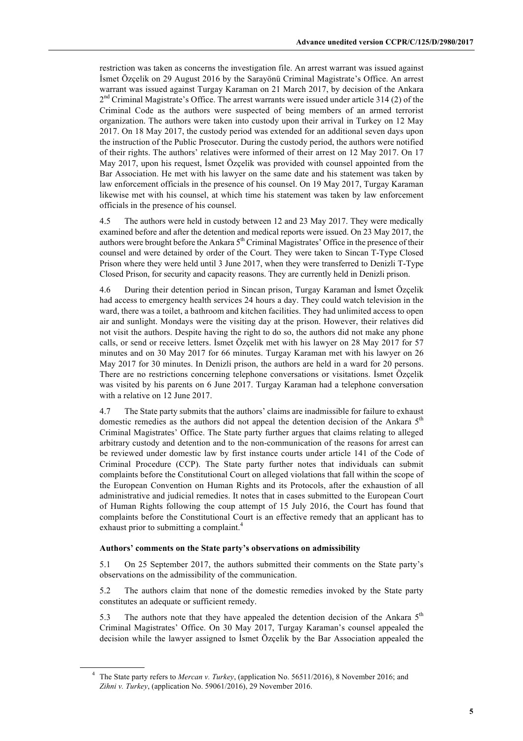restriction was taken as concerns the investigation file. An arrest warrant was issued against İsmet Özçelik on 29 August 2016 by the Sarayönü Criminal Magistrate's Office. An arrest warrant was issued against Turgay Karaman on 21 March 2017, by decision of the Ankara 2nd Criminal Magistrate's Office. The arrest warrants were issued under article 314 (2) of the Criminal Code as the authors were suspected of being members of an armed terrorist organization. The authors were taken into custody upon their arrival in Turkey on 12 May 2017. On 18 May 2017, the custody period was extended for an additional seven days upon the instruction of the Public Prosecutor. During the custody period, the authors were notified of their rights. The authors' relatives were informed of their arrest on 12 May 2017. On 17 May 2017, upon his request, İsmet Özçelik was provided with counsel appointed from the Bar Association. He met with his lawyer on the same date and his statement was taken by law enforcement officials in the presence of his counsel. On 19 May 2017, Turgay Karaman likewise met with his counsel, at which time his statement was taken by law enforcement officials in the presence of his counsel.

4.5 The authors were held in custody between 12 and 23 May 2017. They were medically examined before and after the detention and medical reports were issued. On 23 May 2017, the authors were brought before the Ankara 5th Criminal Magistrates' Office in the presence of their counsel and were detained by order of the Court. They were taken to Sincan T-Type Closed Prison where they were held until 3 June 2017, when they were transferred to Denizli T-Type Closed Prison, for security and capacity reasons. They are currently held in Denizli prison.

4.6 During their detention period in Sincan prison, Turgay Karaman and İsmet Özçelik had access to emergency health services 24 hours a day. They could watch television in the ward, there was a toilet, a bathroom and kitchen facilities. They had unlimited access to open air and sunlight. Mondays were the visiting day at the prison. However, their relatives did not visit the authors. Despite having the right to do so, the authors did not make any phone calls, or send or receive letters. İsmet Özçelik met with his lawyer on 28 May 2017 for 57 minutes and on 30 May 2017 for 66 minutes. Turgay Karaman met with his lawyer on 26 May 2017 for 30 minutes. In Denizli prison, the authors are held in a ward for 20 persons. There are no restrictions concerning telephone conversations or visitations. İsmet Özçelik was visited by his parents on 6 June 2017. Turgay Karaman had a telephone conversation with a relative on 12 June 2017.

4.7 The State party submits that the authors' claims are inadmissible for failure to exhaust domestic remedies as the authors did not appeal the detention decision of the Ankara 5th Criminal Magistrates' Office. The State party further argues that claims relating to alleged arbitrary custody and detention and to the non-communication of the reasons for arrest can be reviewed under domestic law by first instance courts under article 141 of the Code of Criminal Procedure (CCP). The State party further notes that individuals can submit complaints before the Constitutional Court on alleged violations that fall within the scope of the European Convention on Human Rights and its Protocols, after the exhaustion of all administrative and judicial remedies. It notes that in cases submitted to the European Court of Human Rights following the coup attempt of 15 July 2016, the Court has found that complaints before the Constitutional Court is an effective remedy that an applicant has to exhaust prior to submitting a complaint.[4]

### Authors' comments on the State party's observations on admissibility

5.1 On 25 September 2017, the authors submitted their comments on the State party's observations on the admissibility of the communication.

5.2 The authors claim that none of the domestic remedies invoked by the State party constitutes an adequate or sufficient remedy.

5.3 The authors note that they have appealed the detention decision of the Ankara 5th Criminal Magistrates' Office. On 30 May 2017, Turgay Karaman's counsel appealed the decision while the lawyer assigned to İsmet Özçelik by the Bar Association appealed the

---

[4] The State party refers to *Mercan v. Turkey*, (application No. 56511/2016), 8 November 2016; and *Zihni v. Turkey*, (application No. 59061/2016), 29 November 2016.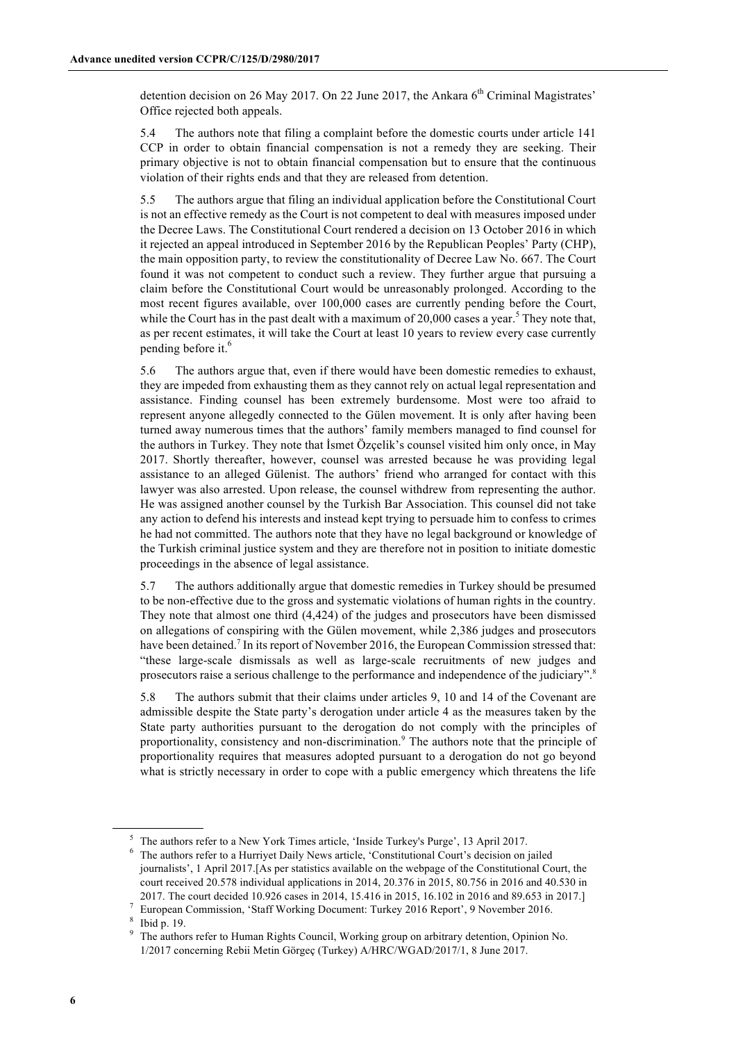detention decision on 26 May 2017. On 22 June 2017, the Ankara 6th Criminal Magistrates' Office rejected both appeals.

5.4 The authors note that filing a complaint before the domestic courts under article 141 CCP in order to obtain financial compensation is not a remedy they are seeking. Their primary objective is not to obtain financial compensation but to ensure that the continuous violation of their rights ends and that they are released from detention.

5.5 The authors argue that filing an individual application before the Constitutional Court is not an effective remedy as the Court is not competent to deal with measures imposed under the Decree Laws. The Constitutional Court rendered a decision on 13 October 2016 in which it rejected an appeal introduced in September 2016 by the Republican Peoples' Party (CHP), the main opposition party, to review the constitutionality of Decree Law No. 667. The Court found it was not competent to conduct such a review. They further argue that pursuing a claim before the Constitutional Court would be unreasonably prolonged. According to the most recent figures available, over 100,000 cases are currently pending before the Court, while the Court has in the past dealt with a maximum of 20,000 cases a year.[5] They note that, as per recent estimates, it will take the Court at least 10 years to review every case currently pending before it.[6]

5.6 The authors argue that, even if there would have been domestic remedies to exhaust, they are impeded from exhausting them as they cannot rely on actual legal representation and assistance. Finding counsel has been extremely burdensome. Most were too afraid to represent anyone allegedly connected to the Gülen movement. It is only after having been turned away numerous times that the authors' family members managed to find counsel for the authors in Turkey. They note that İsmet Özçelik's counsel visited him only once, in May 2017. Shortly thereafter, however, counsel was arrested because he was providing legal assistance to an alleged Gülenist. The authors' friend who arranged for contact with this lawyer was also arrested. Upon release, the counsel withdrew from representing the author. He was assigned another counsel by the Turkish Bar Association. This counsel did not take any action to defend his interests and instead kept trying to persuade him to confess to crimes he had not committed. The authors note that they have no legal background or knowledge of the Turkish criminal justice system and they are therefore not in position to initiate domestic proceedings in the absence of legal assistance.

5.7 The authors additionally argue that domestic remedies in Turkey should be presumed to be non-effective due to the gross and systematic violations of human rights in the country. They note that almost one third (4,424) of the judges and prosecutors have been dismissed on allegations of conspiring with the Gülen movement, while 2,386 judges and prosecutors have been detained.[7] In its report of November 2016, the European Commission stressed that: "these large-scale dismissals as well as large-scale recruitments of new judges and prosecutors raise a serious challenge to the performance and independence of the judiciary".[8]

5.8 The authors submit that their claims under articles 9, 10 and 14 of the Covenant are admissible despite the State party's derogation under article 4 as the measures taken by the State party authorities pursuant to the derogation do not comply with the principles of proportionality, consistency and non-discrimination.[9] The authors note that the principle of proportionality requires that measures adopted pursuant to a derogation do not go beyond what is strictly necessary in order to cope with a public emergency which threatens the life

---

[5] The authors refer to a New York Times article, 'Inside Turkey's Purge', 13 April 2017.

[6] The authors refer to a Hurriyet Daily News article, 'Constitutional Court's decision on jailed journalists', 1 April 2017.[As per statistics available on the webpage of the Constitutional Court, the court received 20.578 individual applications in 2014, 20.376 in 2015, 80.756 in 2016 and 40.530 in 2017. The court decided 10.926 cases in 2014, 15.416 in 2015, 16.102 in 2016 and 89.653 in 2017.]

[7] European Commission, 'Staff Working Document: Turkey 2016 Report', 9 November 2016.

[8] Ibid p. 19.

[9] The authors refer to Human Rights Council, Working group on arbitrary detention, Opinion No. 1/2017 concerning Rebii Metin Görgeç (Turkey) A/HRC/WGAD/2017/1, 8 June 2017.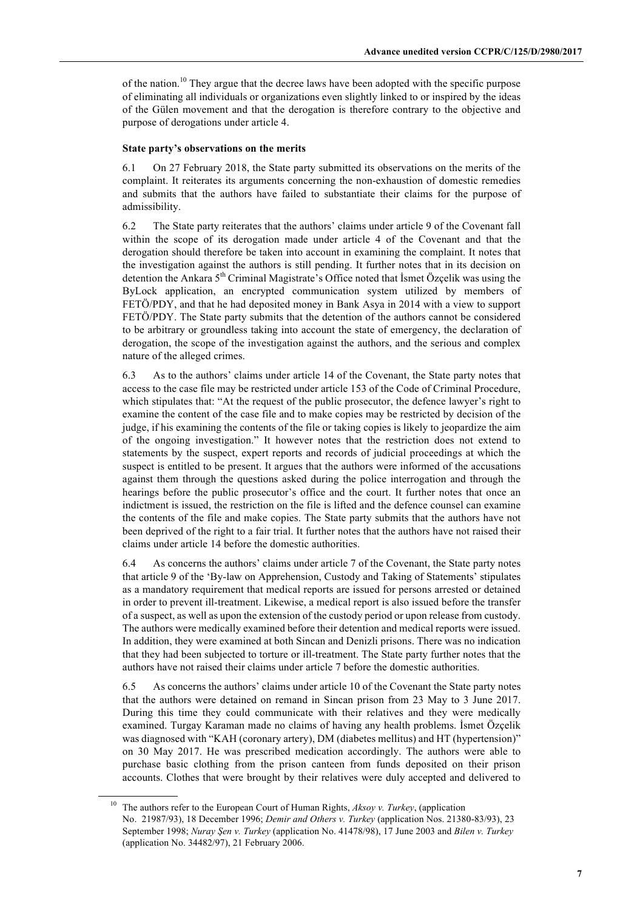of the nation.[10] They argue that the decree laws have been adopted with the specific purpose of eliminating all individuals or organizations even slightly linked to or inspired by the ideas of the Gülen movement and that the derogation is therefore contrary to the objective and purpose of derogations under article 4.

**State party's observations on the merits**

6.1 On 27 February 2018, the State party submitted its observations on the merits of the complaint. It reiterates its arguments concerning the non-exhaustion of domestic remedies and submits that the authors have failed to substantiate their claims for the purpose of admissibility.

6.2 The State party reiterates that the authors' claims under article 9 of the Covenant fall within the scope of its derogation made under article 4 of the Covenant and that the derogation should therefore be taken into account in examining the complaint. It notes that the investigation against the authors is still pending. It further notes that in its decision on detention the Ankara 5th Criminal Magistrate's Office noted that İsmet Özçelik was using the ByLock application, an encrypted communication system utilized by members of FETÖ/PDY, and that he had deposited money in Bank Asya in 2014 with a view to support FETÖ/PDY. The State party submits that the detention of the authors cannot be considered to be arbitrary or groundless taking into account the state of emergency, the declaration of derogation, the scope of the investigation against the authors, and the serious and complex nature of the alleged crimes.

6.3 As to the authors' claims under article 14 of the Covenant, the State party notes that access to the case file may be restricted under article 153 of the Code of Criminal Procedure, which stipulates that: "At the request of the public prosecutor, the defence lawyer's right to examine the content of the case file and to make copies may be restricted by decision of the judge, if his examining the contents of the file or taking copies is likely to jeopardize the aim of the ongoing investigation." It however notes that the restriction does not extend to statements by the suspect, expert reports and records of judicial proceedings at which the suspect is entitled to be present. It argues that the authors were informed of the accusations against them through the questions asked during the police interrogation and through the hearings before the public prosecutor's office and the court. It further notes that once an indictment is issued, the restriction on the file is lifted and the defence counsel can examine the contents of the file and make copies. The State party submits that the authors have not been deprived of the right to a fair trial. It further notes that the authors have not raised their claims under article 14 before the domestic authorities.

6.4 As concerns the authors' claims under article 7 of the Covenant, the State party notes that article 9 of the 'By-law on Apprehension, Custody and Taking of Statements' stipulates as a mandatory requirement that medical reports are issued for persons arrested or detained in order to prevent ill-treatment. Likewise, a medical report is also issued before the transfer of a suspect, as well as upon the extension of the custody period or upon release from custody. The authors were medically examined before their detention and medical reports were issued. In addition, they were examined at both Sincan and Denizli prisons. There was no indication that they had been subjected to torture or ill-treatment. The State party further notes that the authors have not raised their claims under article 7 before the domestic authorities.

6.5 As concerns the authors' claims under article 10 of the Covenant the State party notes that the authors were detained on remand in Sincan prison from 23 May to 3 June 2017. During this time they could communicate with their relatives and they were medically examined. Turgay Karaman made no claims of having any health problems. İsmet Özçelik was diagnosed with "KAH (coronary artery), DM (diabetes mellitus) and HT (hypertension)" on 30 May 2017. He was prescribed medication accordingly. The authors were able to purchase basic clothing from the prison canteen from funds deposited on their prison accounts. Clothes that were brought by their relatives were duly accepted and delivered to

[10] The authors refer to the European Court of Human Rights, *Aksoy v. Turkey*, (application No. 21987/93), 18 December 1996; *Demir and Others v. Turkey* (application Nos. 21380-83/93), 23 September 1998; *Nuray Şen v. Turkey* (application No. 41478/98), 17 June 2003 and *Bilen v. Turkey* (application No. 34482/97), 21 February 2006.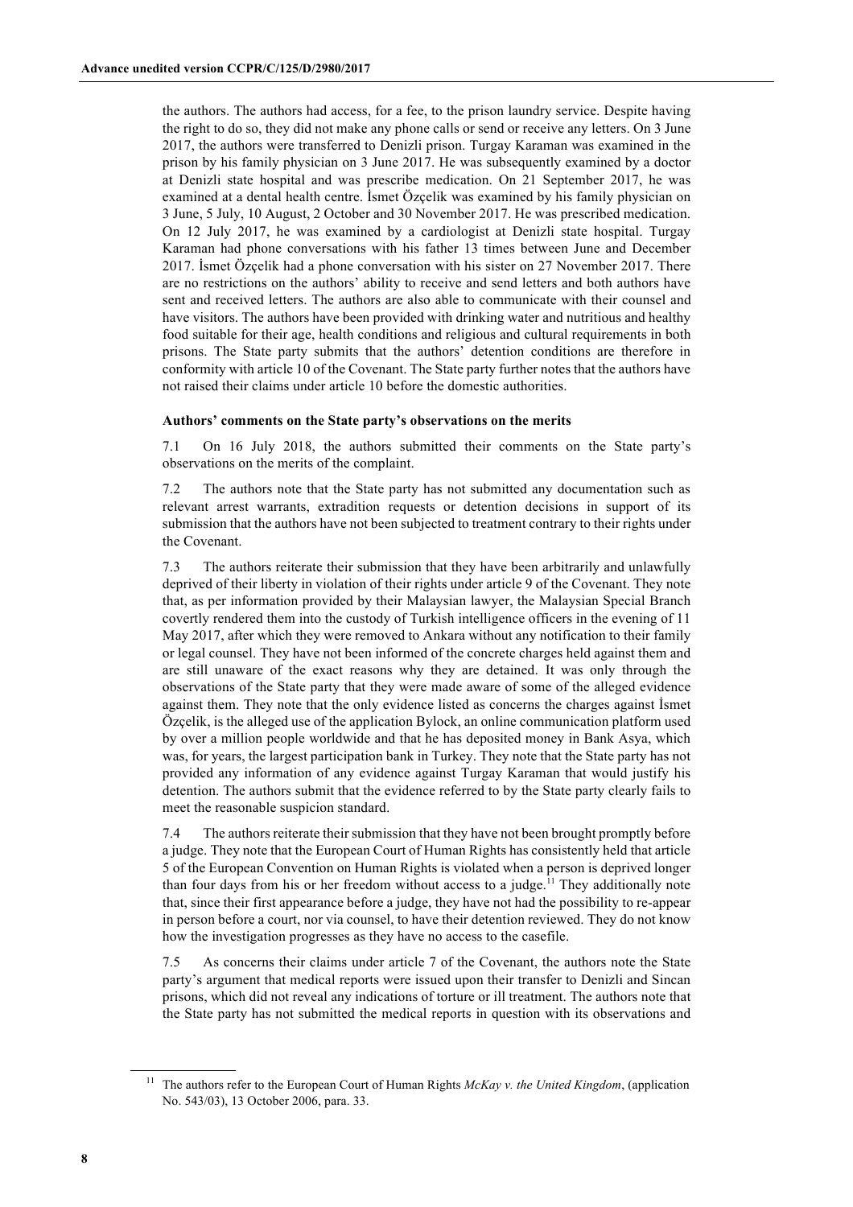the authors. The authors had access, for a fee, to the prison laundry service. Despite having the right to do so, they did not make any phone calls or send or receive any letters. On 3 June 2017, the authors were transferred to Denizli prison. Turgay Karaman was examined in the prison by his family physician on 3 June 2017. He was subsequently examined by a doctor at Denizli state hospital and was prescribe medication. On 21 September 2017, he was examined at a dental health centre. İsmet Özçelik was examined by his family physician on 3 June, 5 July, 10 August, 2 October and 30 November 2017. He was prescribed medication. On 12 July 2017, he was examined by a cardiologist at Denizli state hospital. Turgay Karaman had phone conversations with his father 13 times between June and December 2017. İsmet Özçelik had a phone conversation with his sister on 27 November 2017. There are no restrictions on the authors' ability to receive and send letters and both authors have sent and received letters. The authors are also able to communicate with their counsel and have visitors. The authors have been provided with drinking water and nutritious and healthy food suitable for their age, health conditions and religious and cultural requirements in both prisons. The State party submits that the authors' detention conditions are therefore in conformity with article 10 of the Covenant. The State party further notes that the authors have not raised their claims under article 10 before the domestic authorities.

### Authors' comments on the State party's observations on the merits

7.1 On 16 July 2018, the authors submitted their comments on the State party's observations on the merits of the complaint.

7.2 The authors note that the State party has not submitted any documentation such as relevant arrest warrants, extradition requests or detention decisions in support of its submission that the authors have not been subjected to treatment contrary to their rights under the Covenant.

7.3 The authors reiterate their submission that they have been arbitrarily and unlawfully deprived of their liberty in violation of their rights under article 9 of the Covenant. They note that, as per information provided by their Malaysian lawyer, the Malaysian Special Branch covertly rendered them into the custody of Turkish intelligence officers in the evening of 11 May 2017, after which they were removed to Ankara without any notification to their family or legal counsel. They have not been informed of the concrete charges held against them and are still unaware of the exact reasons why they are detained. It was only through the observations of the State party that they were made aware of some of the alleged evidence against them. They note that the only evidence listed as concerns the charges against İsmet Özçelik, is the alleged use of the application Bylock, an online communication platform used by over a million people worldwide and that he has deposited money in Bank Asya, which was, for years, the largest participation bank in Turkey. They note that the State party has not provided any information of any evidence against Turgay Karaman that would justify his detention. The authors submit that the evidence referred to by the State party clearly fails to meet the reasonable suspicion standard.

7.4 The authors reiterate their submission that they have not been brought promptly before a judge. They note that the European Court of Human Rights has consistently held that article 5 of the European Convention on Human Rights is violated when a person is deprived longer than four days from his or her freedom without access to a judge.[11] They additionally note that, since their first appearance before a judge, they have not had the possibility to re-appear in person before a court, nor via counsel, to have their detention reviewed. They do not know how the investigation progresses as they have no access to the casefile.

7.5 As concerns their claims under article 7 of the Covenant, the authors note the State party's argument that medical reports were issued upon their transfer to Denizli and Sincan prisons, which did not reveal any indications of torture or ill treatment. The authors note that the State party has not submitted the medical reports in question with its observations and

[11] The authors refer to the European Court of Human Rights *McKay v. the United Kingdom*, (application No. 543/03), 13 October 2006, para. 33.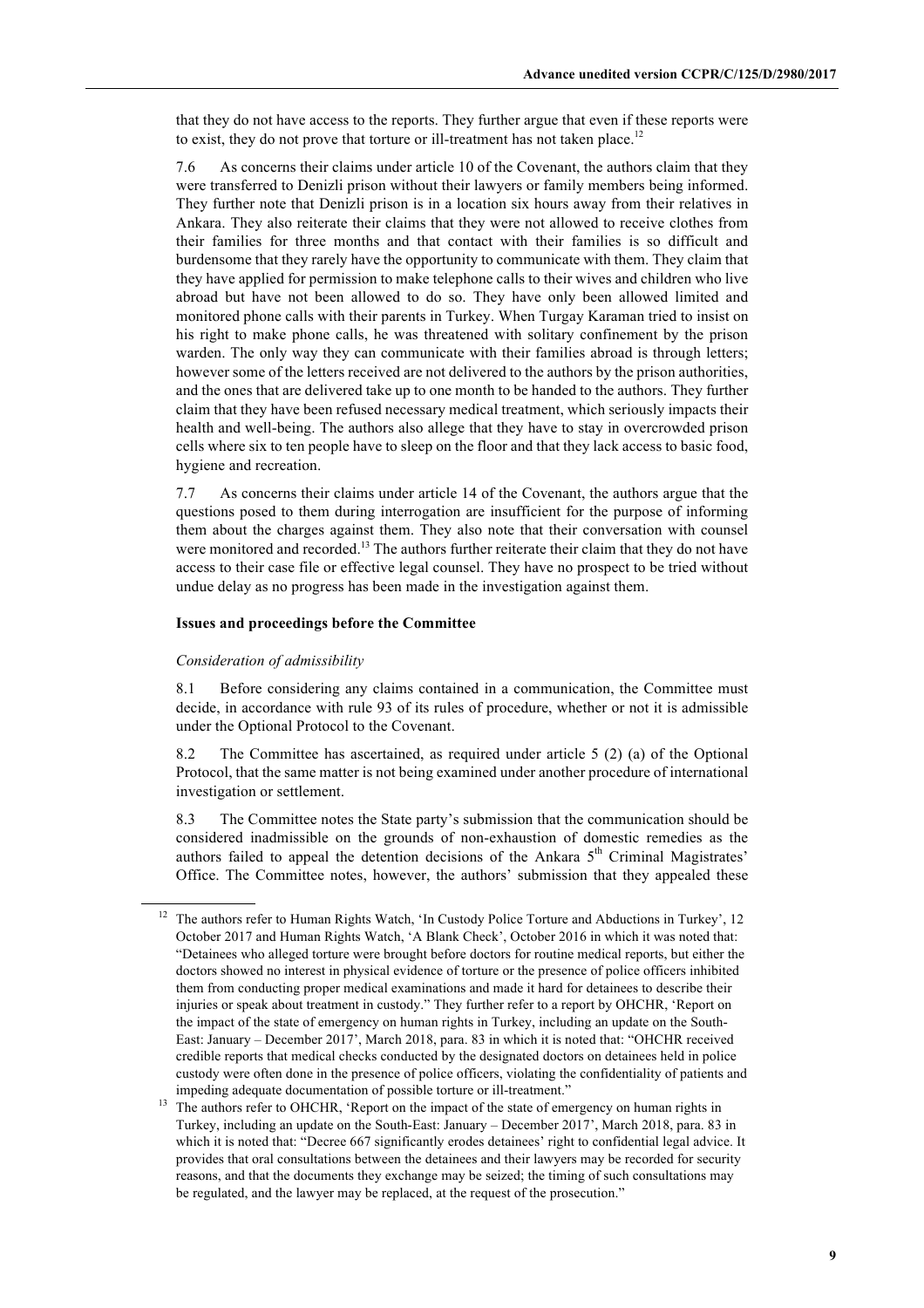that they do not have access to the reports. They further argue that even if these reports were to exist, they do not prove that torture or ill-treatment has not taken place.[12]

7.6 As concerns their claims under article 10 of the Covenant, the authors claim that they were transferred to Denizli prison without their lawyers or family members being informed. They further note that Denizli prison is in a location six hours away from their relatives in Ankara. They also reiterate their claims that they were not allowed to receive clothes from their families for three months and that contact with their families is so difficult and burdensome that they rarely have the opportunity to communicate with them. They claim that they have applied for permission to make telephone calls to their wives and children who live abroad but have not been allowed to do so. They have only been allowed limited and monitored phone calls with their parents in Turkey. When Turgay Karaman tried to insist on his right to make phone calls, he was threatened with solitary confinement by the prison warden. The only way they can communicate with their families abroad is through letters; however some of the letters received are not delivered to the authors by the prison authorities, and the ones that are delivered take up to one month to be handed to the authors. They further claim that they have been refused necessary medical treatment, which seriously impacts their health and well-being. The authors also allege that they have to stay in overcrowded prison cells where six to ten people have to sleep on the floor and that they lack access to basic food, hygiene and recreation.

7.7 As concerns their claims under article 14 of the Covenant, the authors argue that the questions posed to them during interrogation are insufficient for the purpose of informing them about the charges against them. They also note that their conversation with counsel were monitored and recorded.[13] The authors further reiterate their claim that they do not have access to their case file or effective legal counsel. They have no prospect to be tried without undue delay as no progress has been made in the investigation against them.

**Issues and proceedings before the Committee**

*Consideration of admissibility*

8.1 Before considering any claims contained in a communication, the Committee must decide, in accordance with rule 93 of its rules of procedure, whether or not it is admissible under the Optional Protocol to the Covenant.

8.2 The Committee has ascertained, as required under article 5 (2) (a) of the Optional Protocol, that the same matter is not being examined under another procedure of international investigation or settlement.

8.3 The Committee notes the State party's submission that the communication should be considered inadmissible on the grounds of non-exhaustion of domestic remedies as the authors failed to appeal the detention decisions of the Ankara 5th Criminal Magistrates' Office. The Committee notes, however, the authors' submission that they appealed these

---

[12] The authors refer to Human Rights Watch, 'In Custody Police Torture and Abductions in Turkey', 12 October 2017 and Human Rights Watch, 'A Blank Check', October 2016 in which it was noted that: "Detainees who alleged torture were brought before doctors for routine medical reports, but either the doctors showed no interest in physical evidence of torture or the presence of police officers inhibited them from conducting proper medical examinations and made it hard for detainees to describe their injuries or speak about treatment in custody." They further refer to a report by OHCHR, 'Report on the impact of the state of emergency on human rights in Turkey, including an update on the South-East: January – December 2017', March 2018, para. 83 in which it is noted that: "OHCHR received credible reports that medical checks conducted by the designated doctors on detainees held in police custody were often done in the presence of police officers, violating the confidentiality of patients and impeding adequate documentation of possible torture or ill-treatment."

[13] The authors refer to OHCHR, 'Report on the impact of the state of emergency on human rights in Turkey, including an update on the South-East: January – December 2017', March 2018, para. 83 in which it is noted that: "Decree 667 significantly erodes detainees' right to confidential legal advice. It provides that oral consultations between the detainees and their lawyers may be recorded for security reasons, and that the documents they exchange may be seized; the timing of such consultations may be regulated, and the lawyer may be replaced, at the request of the prosecution."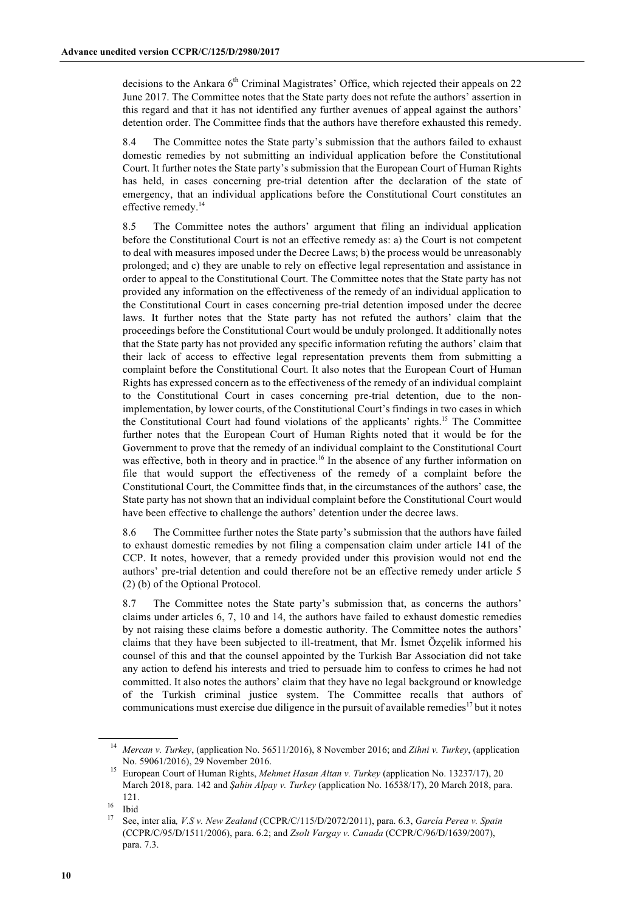decisions to the Ankara 6th Criminal Magistrates' Office, which rejected their appeals on 22 June 2017. The Committee notes that the State party does not refute the authors' assertion in this regard and that it has not identified any further avenues of appeal against the authors' detention order. The Committee finds that the authors have therefore exhausted this remedy.

8.4 The Committee notes the State party's submission that the authors failed to exhaust domestic remedies by not submitting an individual application before the Constitutional Court. It further notes the State party's submission that the European Court of Human Rights has held, in cases concerning pre-trial detention after the declaration of the state of emergency, that an individual applications before the Constitutional Court constitutes an effective remedy.[14]

8.5 The Committee notes the authors' argument that filing an individual application before the Constitutional Court is not an effective remedy as: a) the Court is not competent to deal with measures imposed under the Decree Laws; b) the process would be unreasonably prolonged; and c) they are unable to rely on effective legal representation and assistance in order to appeal to the Constitutional Court. The Committee notes that the State party has not provided any information on the effectiveness of the remedy of an individual application to the Constitutional Court in cases concerning pre-trial detention imposed under the decree laws. It further notes that the State party has not refuted the authors' claim that the proceedings before the Constitutional Court would be unduly prolonged. It additionally notes that the State party has not provided any specific information refuting the authors' claim that their lack of access to effective legal representation prevents them from submitting a complaint before the Constitutional Court. It also notes that the European Court of Human Rights has expressed concern as to the effectiveness of the remedy of an individual complaint to the Constitutional Court in cases concerning pre-trial detention, due to the non-implementation, by lower courts, of the Constitutional Court's findings in two cases in which the Constitutional Court had found violations of the applicants' rights.[15] The Committee further notes that the European Court of Human Rights noted that it would be for the Government to prove that the remedy of an individual complaint to the Constitutional Court was effective, both in theory and in practice.[16] In the absence of any further information on file that would support the effectiveness of the remedy of a complaint before the Constitutional Court, the Committee finds that, in the circumstances of the authors' case, the State party has not shown that an individual complaint before the Constitutional Court would have been effective to challenge the authors' detention under the decree laws.

8.6 The Committee further notes the State party's submission that the authors have failed to exhaust domestic remedies by not filing a compensation claim under article 141 of the CCP. It notes, however, that a remedy provided under this provision would not end the authors' pre-trial detention and could therefore not be an effective remedy under article 5 (2) (b) of the Optional Protocol.

8.7 The Committee notes the State party's submission that, as concerns the authors' claims under articles 6, 7, 10 and 14, the authors have failed to exhaust domestic remedies by not raising these claims before a domestic authority. The Committee notes the authors' claims that they have been subjected to ill-treatment, that Mr. İsmet Özçelik informed his counsel of this and that the counsel appointed by the Turkish Bar Association did not take any action to defend his interests and tried to persuade him to confess to crimes he had not committed. It also notes the authors' claim that they have no legal background or knowledge of the Turkish criminal justice system. The Committee recalls that authors of communications must exercise due diligence in the pursuit of available remedies[17] but it notes

---

[14] *Mercan v. Turkey*, (application No. 56511/2016), 8 November 2016; and *Zihni v. Turkey*, (application No. 59061/2016), 29 November 2016.

[15] European Court of Human Rights, *Mehmet Hasan Altan v. Turkey* (application No. 13237/17), 20 March 2018, para. 142 and *Şahin Alpay v. Turkey* (application No. 16538/17), 20 March 2018, para. 121.

[16] Ibid

[17] See, inter alia*, V.S v. New Zealand* (CCPR/C/115/D/2072/2011), para. 6.3, *García Perea v. Spain* (CCPR/C/95/D/1511/2006), para. 6.2; and *Zsolt Vargay v. Canada* (CCPR/C/96/D/1639/2007), para. 7.3.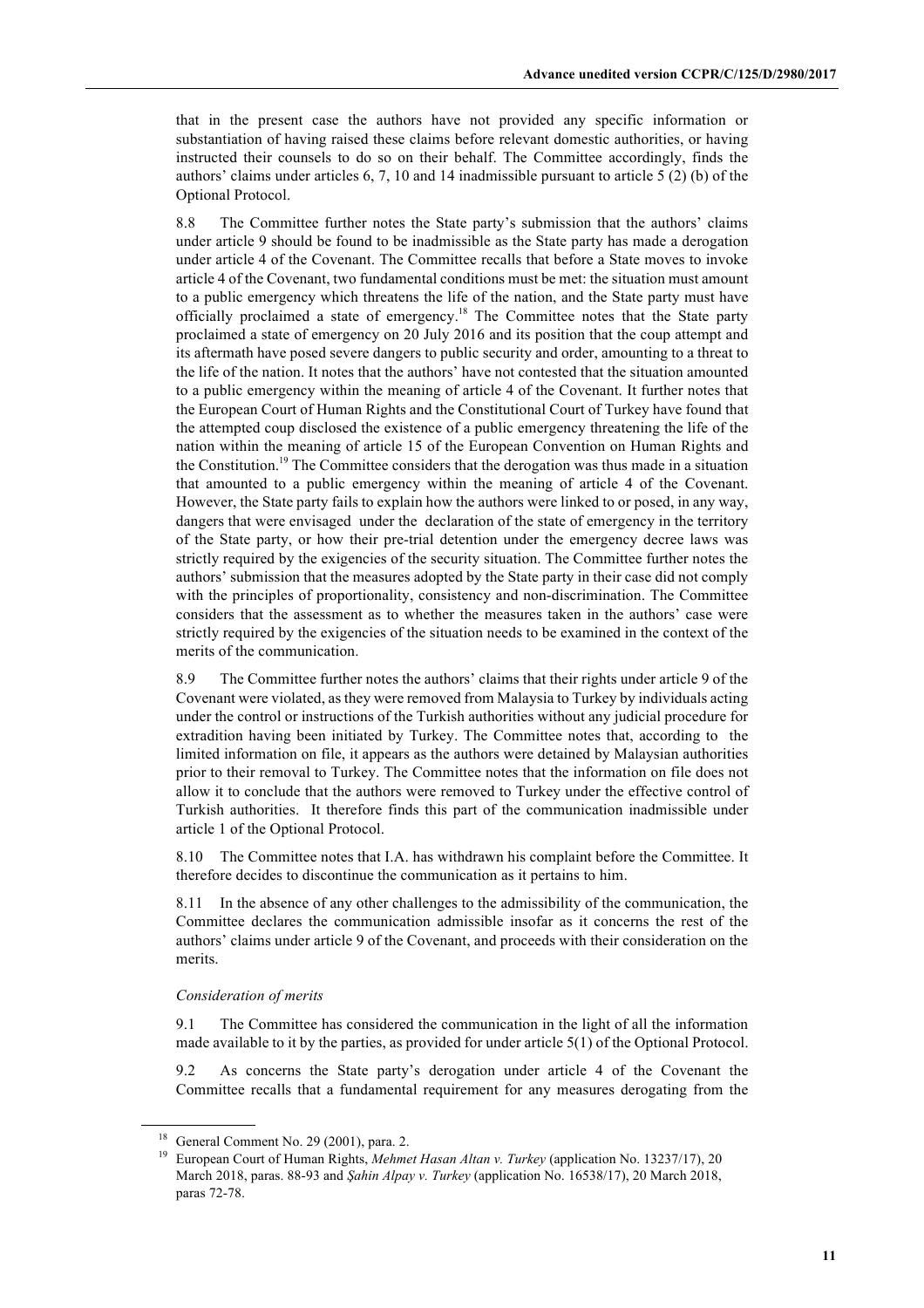that in the present case the authors have not provided any specific information or substantiation of having raised these claims before relevant domestic authorities, or having instructed their counsels to do so on their behalf. The Committee accordingly, finds the authors' claims under articles 6, 7, 10 and 14 inadmissible pursuant to article 5 (2) (b) of the Optional Protocol.

8.8 The Committee further notes the State party's submission that the authors' claims under article 9 should be found to be inadmissible as the State party has made a derogation under article 4 of the Covenant. The Committee recalls that before a State moves to invoke article 4 of the Covenant, two fundamental conditions must be met: the situation must amount to a public emergency which threatens the life of the nation, and the State party must have officially proclaimed a state of emergency.[18] The Committee notes that the State party proclaimed a state of emergency on 20 July 2016 and its position that the coup attempt and its aftermath have posed severe dangers to public security and order, amounting to a threat to the life of the nation. It notes that the authors' have not contested that the situation amounted to a public emergency within the meaning of article 4 of the Covenant. It further notes that the European Court of Human Rights and the Constitutional Court of Turkey have found that the attempted coup disclosed the existence of a public emergency threatening the life of the nation within the meaning of article 15 of the European Convention on Human Rights and the Constitution.[19] The Committee considers that the derogation was thus made in a situation that amounted to a public emergency within the meaning of article 4 of the Covenant. However, the State party fails to explain how the authors were linked to or posed, in any way, dangers that were envisaged under the declaration of the state of emergency in the territory of the State party, or how their pre-trial detention under the emergency decree laws was strictly required by the exigencies of the security situation. The Committee further notes the authors' submission that the measures adopted by the State party in their case did not comply with the principles of proportionality, consistency and non-discrimination. The Committee considers that the assessment as to whether the measures taken in the authors' case were strictly required by the exigencies of the situation needs to be examined in the context of the merits of the communication.

8.9 The Committee further notes the authors' claims that their rights under article 9 of the Covenant were violated, as they were removed from Malaysia to Turkey by individuals acting under the control or instructions of the Turkish authorities without any judicial procedure for extradition having been initiated by Turkey. The Committee notes that, according to the limited information on file, it appears as the authors were detained by Malaysian authorities prior to their removal to Turkey. The Committee notes that the information on file does not allow it to conclude that the authors were removed to Turkey under the effective control of Turkish authorities. It therefore finds this part of the communication inadmissible under article 1 of the Optional Protocol.

8.10 The Committee notes that I.A. has withdrawn his complaint before the Committee. It therefore decides to discontinue the communication as it pertains to him.

8.11 In the absence of any other challenges to the admissibility of the communication, the Committee declares the communication admissible insofar as it concerns the rest of the authors' claims under article 9 of the Covenant, and proceeds with their consideration on the merits.

*Consideration of merits*

9.1 The Committee has considered the communication in the light of all the information made available to it by the parties, as provided for under article 5(1) of the Optional Protocol.

9.2 As concerns the State party's derogation under article 4 of the Covenant the Committee recalls that a fundamental requirement for any measures derogating from the

[18] General Comment No. 29 (2001), para. 2.

[19] European Court of Human Rights, *Mehmet Hasan Altan v. Turkey* (application No. 13237/17), 20 March 2018, paras. 88-93 and *Şahin Alpay v. Turkey* (application No. 16538/17), 20 March 2018, paras 72-78.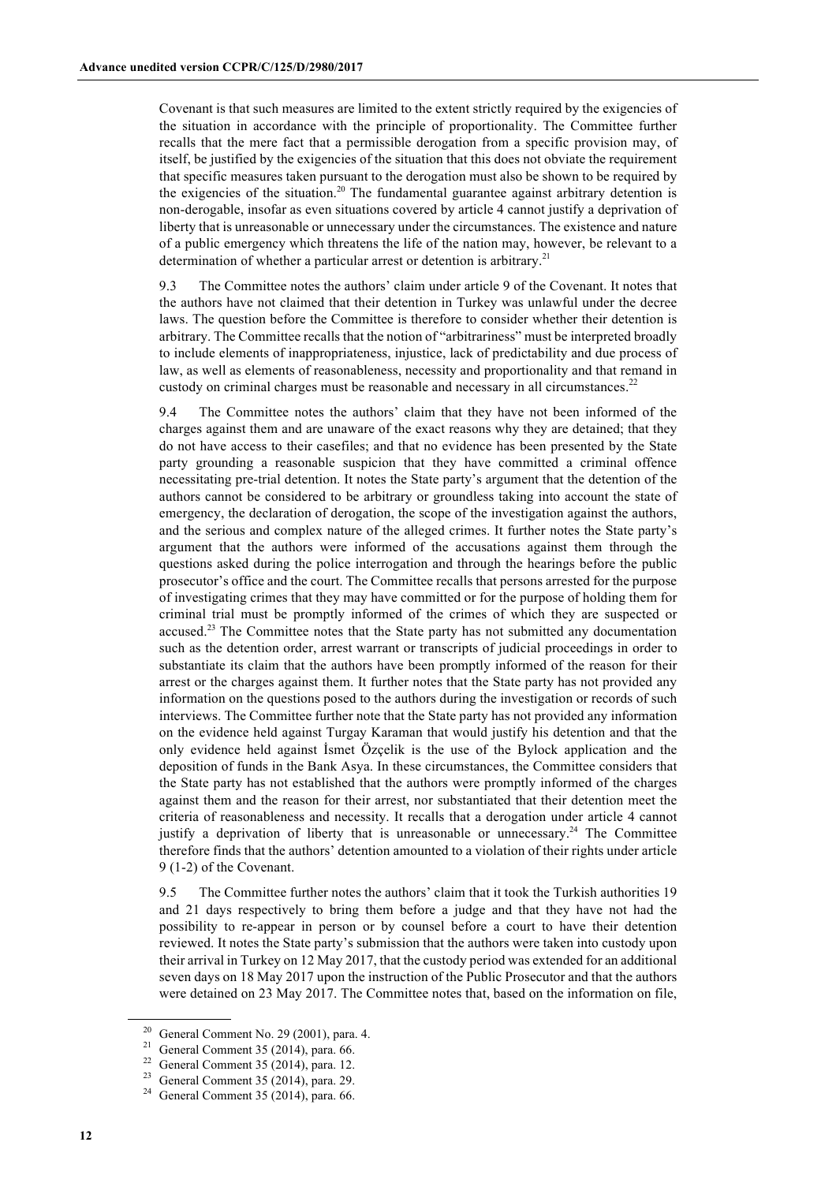Covenant is that such measures are limited to the extent strictly required by the exigencies of the situation in accordance with the principle of proportionality. The Committee further recalls that the mere fact that a permissible derogation from a specific provision may, of itself, be justified by the exigencies of the situation that this does not obviate the requirement that specific measures taken pursuant to the derogation must also be shown to be required by the exigencies of the situation.[20] The fundamental guarantee against arbitrary detention is non-derogable, insofar as even situations covered by article 4 cannot justify a deprivation of liberty that is unreasonable or unnecessary under the circumstances. The existence and nature of a public emergency which threatens the life of the nation may, however, be relevant to a determination of whether a particular arrest or detention is arbitrary.[21]

9.3 The Committee notes the authors' claim under article 9 of the Covenant. It notes that the authors have not claimed that their detention in Turkey was unlawful under the decree laws. The question before the Committee is therefore to consider whether their detention is arbitrary. The Committee recalls that the notion of "arbitrariness" must be interpreted broadly to include elements of inappropriateness, injustice, lack of predictability and due process of law, as well as elements of reasonableness, necessity and proportionality and that remand in custody on criminal charges must be reasonable and necessary in all circumstances.[22]

9.4 The Committee notes the authors' claim that they have not been informed of the charges against them and are unaware of the exact reasons why they are detained; that they do not have access to their casefiles; and that no evidence has been presented by the State party grounding a reasonable suspicion that they have committed a criminal offence necessitating pre-trial detention. It notes the State party's argument that the detention of the authors cannot be considered to be arbitrary or groundless taking into account the state of emergency, the declaration of derogation, the scope of the investigation against the authors, and the serious and complex nature of the alleged crimes. It further notes the State party's argument that the authors were informed of the accusations against them through the questions asked during the police interrogation and through the hearings before the public prosecutor's office and the court. The Committee recalls that persons arrested for the purpose of investigating crimes that they may have committed or for the purpose of holding them for criminal trial must be promptly informed of the crimes of which they are suspected or accused.[23] The Committee notes that the State party has not submitted any documentation such as the detention order, arrest warrant or transcripts of judicial proceedings in order to substantiate its claim that the authors have been promptly informed of the reason for their arrest or the charges against them. It further notes that the State party has not provided any information on the questions posed to the authors during the investigation or records of such interviews. The Committee further note that the State party has not provided any information on the evidence held against Turgay Karaman that would justify his detention and that the only evidence held against İsmet Özçelik is the use of the Bylock application and the deposition of funds in the Bank Asya. In these circumstances, the Committee considers that the State party has not established that the authors were promptly informed of the charges against them and the reason for their arrest, nor substantiated that their detention meet the criteria of reasonableness and necessity. It recalls that a derogation under article 4 cannot justify a deprivation of liberty that is unreasonable or unnecessary.[24] The Committee therefore finds that the authors' detention amounted to a violation of their rights under article 9 (1-2) of the Covenant.

9.5 The Committee further notes the authors' claim that it took the Turkish authorities 19 and 21 days respectively to bring them before a judge and that they have not had the possibility to re-appear in person or by counsel before a court to have their detention reviewed. It notes the State party's submission that the authors were taken into custody upon their arrival in Turkey on 12 May 2017, that the custody period was extended for an additional seven days on 18 May 2017 upon the instruction of the Public Prosecutor and that the authors were detained on 23 May 2017. The Committee notes that, based on the information on file,

[20] General Comment No. 29 (2001), para. 4.

[21] General Comment 35 (2014), para. 66.

[22] General Comment 35 (2014), para. 12.

[23] General Comment 35 (2014), para. 29.

[24] General Comment 35 (2014), para. 66.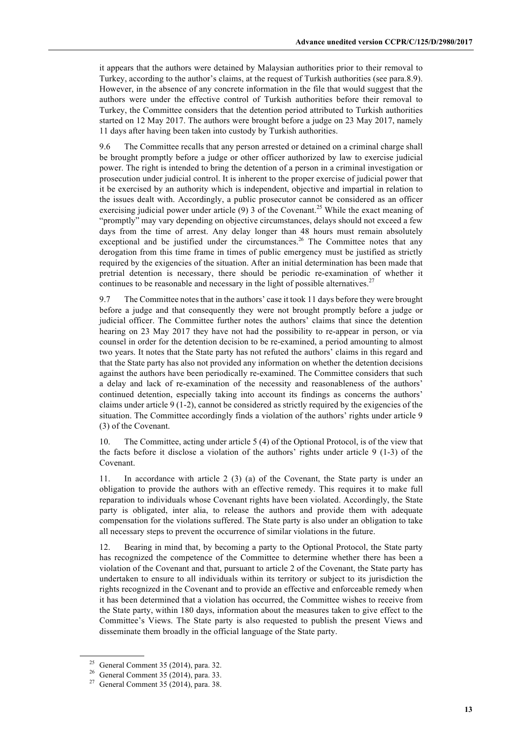it appears that the authors were detained by Malaysian authorities prior to their removal to Turkey, according to the author's claims, at the request of Turkish authorities (see para.8.9). However, in the absence of any concrete information in the file that would suggest that the authors were under the effective control of Turkish authorities before their removal to Turkey, the Committee considers that the detention period attributed to Turkish authorities started on 12 May 2017. The authors were brought before a judge on 23 May 2017, namely 11 days after having been taken into custody by Turkish authorities.

9.6 The Committee recalls that any person arrested or detained on a criminal charge shall be brought promptly before a judge or other officer authorized by law to exercise judicial power. The right is intended to bring the detention of a person in a criminal investigation or prosecution under judicial control. It is inherent to the proper exercise of judicial power that it be exercised by an authority which is independent, objective and impartial in relation to the issues dealt with. Accordingly, a public prosecutor cannot be considered as an officer exercising judicial power under article (9) 3 of the Covenant.[25] While the exact meaning of "promptly" may vary depending on objective circumstances, delays should not exceed a few days from the time of arrest. Any delay longer than 48 hours must remain absolutely exceptional and be justified under the circumstances.[26] The Committee notes that any derogation from this time frame in times of public emergency must be justified as strictly required by the exigencies of the situation. After an initial determination has been made that pretrial detention is necessary, there should be periodic re-examination of whether it continues to be reasonable and necessary in the light of possible alternatives.[27]

9.7 The Committee notes that in the authors' case it took 11 days before they were brought before a judge and that consequently they were not brought promptly before a judge or judicial officer. The Committee further notes the authors' claims that since the detention hearing on 23 May 2017 they have not had the possibility to re-appear in person, or via counsel in order for the detention decision to be re-examined, a period amounting to almost two years. It notes that the State party has not refuted the authors' claims in this regard and that the State party has also not provided any information on whether the detention decisions against the authors have been periodically re-examined. The Committee considers that such a delay and lack of re-examination of the necessity and reasonableness of the authors' continued detention, especially taking into account its findings as concerns the authors' claims under article 9 (1-2), cannot be considered as strictly required by the exigencies of the situation. The Committee accordingly finds a violation of the authors' rights under article 9 (3) of the Covenant.

10. The Committee, acting under article 5 (4) of the Optional Protocol, is of the view that the facts before it disclose a violation of the authors' rights under article 9 (1-3) of the Covenant.

11. In accordance with article 2 (3) (a) of the Covenant, the State party is under an obligation to provide the authors with an effective remedy. This requires it to make full reparation to individuals whose Covenant rights have been violated. Accordingly, the State party is obligated, inter alia, to release the authors and provide them with adequate compensation for the violations suffered. The State party is also under an obligation to take all necessary steps to prevent the occurrence of similar violations in the future.

12. Bearing in mind that, by becoming a party to the Optional Protocol, the State party has recognized the competence of the Committee to determine whether there has been a violation of the Covenant and that, pursuant to article 2 of the Covenant, the State party has undertaken to ensure to all individuals within its territory or subject to its jurisdiction the rights recognized in the Covenant and to provide an effective and enforceable remedy when it has been determined that a violation has occurred, the Committee wishes to receive from the State party, within 180 days, information about the measures taken to give effect to the Committee's Views. The State party is also requested to publish the present Views and disseminate them broadly in the official language of the State party.

---

[25] General Comment 35 (2014), para. 32.

[26] General Comment 35 (2014), para. 33.

[27] General Comment 35 (2014), para. 38.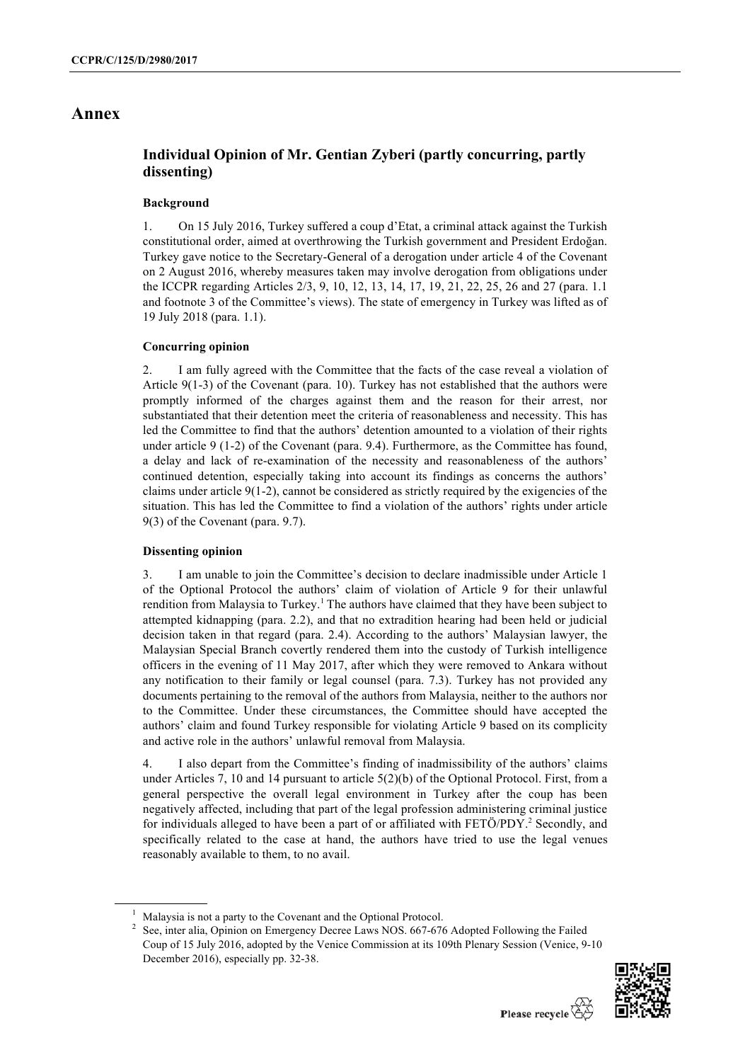# Annex

## Individual Opinion of Mr. Gentian Zyberi (partly concurring, partly dissenting)

### Background

1. On 15 July 2016, Turkey suffered a coup d'Etat, a criminal attack against the Turkish constitutional order, aimed at overthrowing the Turkish government and President Erdoğan. Turkey gave notice to the Secretary-General of a derogation under article 4 of the Covenant on 2 August 2016, whereby measures taken may involve derogation from obligations under the ICCPR regarding Articles 2/3, 9, 10, 12, 13, 14, 17, 19, 21, 22, 25, 26 and 27 (para. 1.1 and footnote 3 of the Committee's views). The state of emergency in Turkey was lifted as of 19 July 2018 (para. 1.1).

### Concurring opinion

2. I am fully agreed with the Committee that the facts of the case reveal a violation of Article 9(1-3) of the Covenant (para. 10). Turkey has not established that the authors were promptly informed of the charges against them and the reason for their arrest, nor substantiated that their detention meet the criteria of reasonableness and necessity. This has led the Committee to find that the authors' detention amounted to a violation of their rights under article 9 (1-2) of the Covenant (para. 9.4). Furthermore, as the Committee has found, a delay and lack of re-examination of the necessity and reasonableness of the authors' continued detention, especially taking into account its findings as concerns the authors' claims under article 9(1-2), cannot be considered as strictly required by the exigencies of the situation. This has led the Committee to find a violation of the authors' rights under article 9(3) of the Covenant (para. 9.7).

### Dissenting opinion

3. I am unable to join the Committee's decision to declare inadmissible under Article 1 of the Optional Protocol the authors' claim of violation of Article 9 for their unlawful rendition from Malaysia to Turkey.[1] The authors have claimed that they have been subject to attempted kidnapping (para. 2.2), and that no extradition hearing had been held or judicial decision taken in that regard (para. 2.4). According to the authors' Malaysian lawyer, the Malaysian Special Branch covertly rendered them into the custody of Turkish intelligence officers in the evening of 11 May 2017, after which they were removed to Ankara without any notification to their family or legal counsel (para. 7.3). Turkey has not provided any documents pertaining to the removal of the authors from Malaysia, neither to the authors nor to the Committee. Under these circumstances, the Committee should have accepted the authors' claim and found Turkey responsible for violating Article 9 based on its complicity and active role in the authors' unlawful removal from Malaysia.

4. I also depart from the Committee's finding of inadmissibility of the authors' claims under Articles 7, 10 and 14 pursuant to article 5(2)(b) of the Optional Protocol. First, from a general perspective the overall legal environment in Turkey after the coup has been negatively affected, including that part of the legal profession administering criminal justice for individuals alleged to have been a part of or affiliated with FETÖ/PDY.[2] Secondly, and specifically related to the case at hand, the authors have tried to use the legal venues reasonably available to them, to no avail.

---

[1] Malaysia is not a party to the Covenant and the Optional Protocol.

[2] See, inter alia, Opinion on Emergency Decree Laws NOS. 667-676 Adopted Following the Failed Coup of 15 July 2016, adopted by the Venice Commission at its 109th Plenary Session (Venice, 9-10 December 2016), especially pp. 32-38.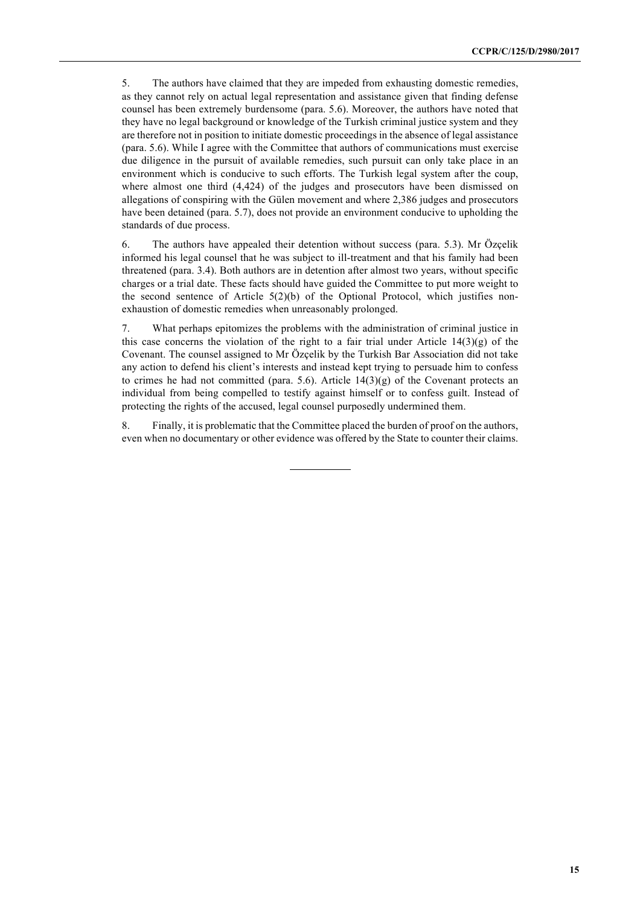5. The authors have claimed that they are impeded from exhausting domestic remedies, as they cannot rely on actual legal representation and assistance given that finding defense counsel has been extremely burdensome (para. 5.6). Moreover, the authors have noted that they have no legal background or knowledge of the Turkish criminal justice system and they are therefore not in position to initiate domestic proceedings in the absence of legal assistance (para. 5.6). While I agree with the Committee that authors of communications must exercise due diligence in the pursuit of available remedies, such pursuit can only take place in an environment which is conducive to such efforts. The Turkish legal system after the coup, where almost one third (4,424) of the judges and prosecutors have been dismissed on allegations of conspiring with the Gülen movement and where 2,386 judges and prosecutors have been detained (para. 5.7), does not provide an environment conducive to upholding the standards of due process.

6. The authors have appealed their detention without success (para. 5.3). Mr Özçelik informed his legal counsel that he was subject to ill-treatment and that his family had been threatened (para. 3.4). Both authors are in detention after almost two years, without specific charges or a trial date. These facts should have guided the Committee to put more weight to the second sentence of Article 5(2)(b) of the Optional Protocol, which justifies non-exhaustion of domestic remedies when unreasonably prolonged.

7. What perhaps epitomizes the problems with the administration of criminal justice in this case concerns the violation of the right to a fair trial under Article 14(3)(g) of the Covenant. The counsel assigned to Mr Özçelik by the Turkish Bar Association did not take any action to defend his client's interests and instead kept trying to persuade him to confess to crimes he had not committed (para. 5.6). Article 14(3)(g) of the Covenant protects an individual from being compelled to testify against himself or to confess guilt. Instead of protecting the rights of the accused, legal counsel purposedly undermined them.

8. Finally, it is problematic that the Committee placed the burden of proof on the authors, even when no documentary or other evidence was offered by the State to counter their claims.